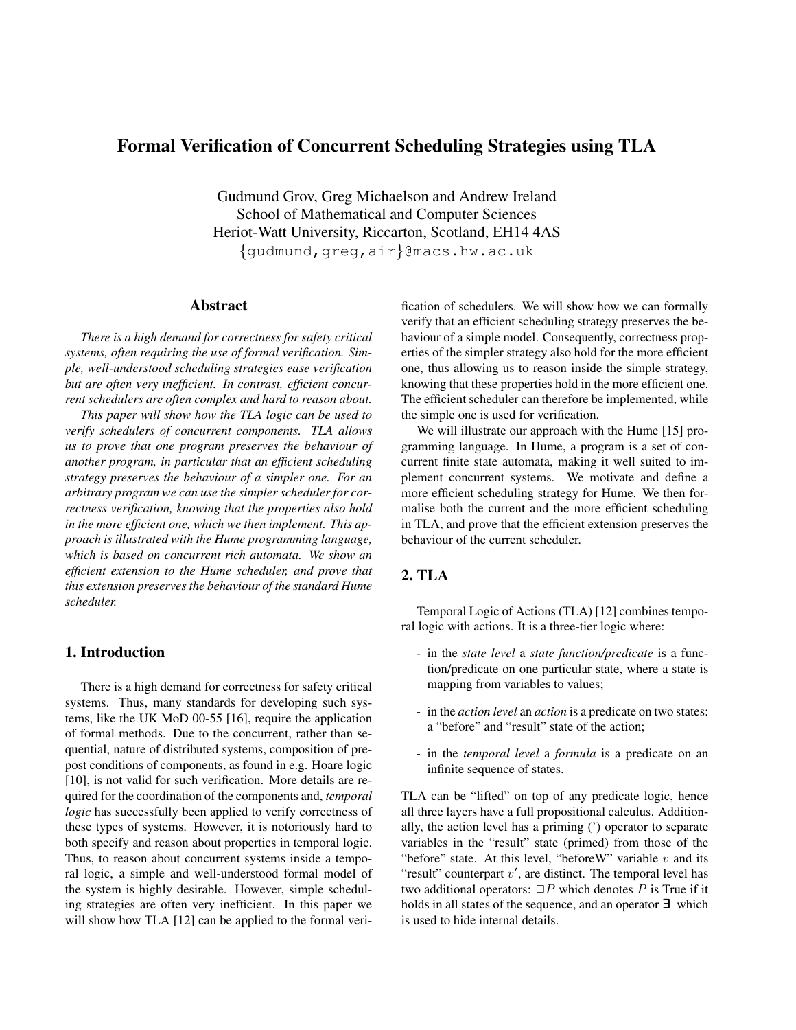# Formal Verification of Concurrent Scheduling Strategies using TLA

Gudmund Grov, Greg Michaelson and Andrew Ireland
School of Mathematical and Computer Sciences
Heriot-Watt University, Riccarton, Scotland, EH14 4AS
{gudmund,greg,air}@macs.hw.ac.uk

## Abstract

*There is a high demand for correctness for safety critical systems, often requiring the use of formal verification. Simple, well-understood scheduling strategies ease verification but are often very inefficient. In contrast, efficient concurrent schedulers are often complex and hard to reason about.*

*This paper will show how the TLA logic can be used to verify schedulers of concurrent components. TLA allows us to prove that one program preserves the behaviour of another program, in particular that an efficient scheduling strategy preserves the behaviour of a simpler one. For an arbitrary program we can use the simpler scheduler for correctness verification, knowing that the properties also hold in the more efficient one, which we then implement. This approach is illustrated with the Hume programming language, which is based on concurrent rich automata. We show an efficient extension to the Hume scheduler, and prove that this extension preserves the behaviour of the standard Hume scheduler.*

## 1. Introduction

There is a high demand for correctness for safety critical systems. Thus, many standards for developing such systems, like the UK MoD 00-55 [16], require the application of formal methods. Due to the concurrent, rather than sequential, nature of distributed systems, composition of pre-post conditions of components, as found in e.g. Hoare logic [10], is not valid for such verification. More details are required for the coordination of the components and, *temporal logic* has successfully been applied to verify correctness of these types of systems. However, it is notoriously hard to both specify and reason about properties in temporal logic. Thus, to reason about concurrent systems inside a temporal logic, a simple and well-understood formal model of the system is highly desirable. However, simple scheduling strategies are often very inefficient. In this paper we will show how TLA [12] can be applied to the formal verification of schedulers. We will show how we can formally verify that an efficient scheduling strategy preserves the behaviour of a simple model. Consequently, correctness properties of the simpler strategy also hold for the more efficient one, thus allowing us to reason inside the simple strategy, knowing that these properties hold in the more efficient one. The efficient scheduler can therefore be implemented, while the simple one is used for verification.

We will illustrate our approach with the Hume [15] programming language. In Hume, a program is a set of concurrent finite state automata, making it well suited to implement concurrent systems. We motivate and define a more efficient scheduling strategy for Hume. We then formalise both the current and the more efficient scheduling in TLA, and prove that the efficient extension preserves the behaviour of the current scheduler.

## 2. TLA

Temporal Logic of Actions (TLA) [12] combines temporal logic with actions. It is a three-tier logic where:

- in the *state level* a *state function/predicate* is a function/predicate on one particular state, where a state is mapping from variables to values;
- in the *action level* an *action* is a predicate on two states: a "before" and "result" state of the action;
- in the *temporal level* a *formula* is a predicate on an infinite sequence of states.

TLA can be "lifted" on top of any predicate logic, hence all three layers have a full propositional calculus. Additionally, the action level has a priming (') operator to separate variables in the "result" state (primed) from those of the "before" state. At this level, "beforeW" variable $v$ and its "result" counterpart $v'$, are distinct. The temporal level has two additional operators: $\Box P$ which denotes $P$ is True if it holds in all states of the sequence, and an operator $\exists$ which is used to hide internal details.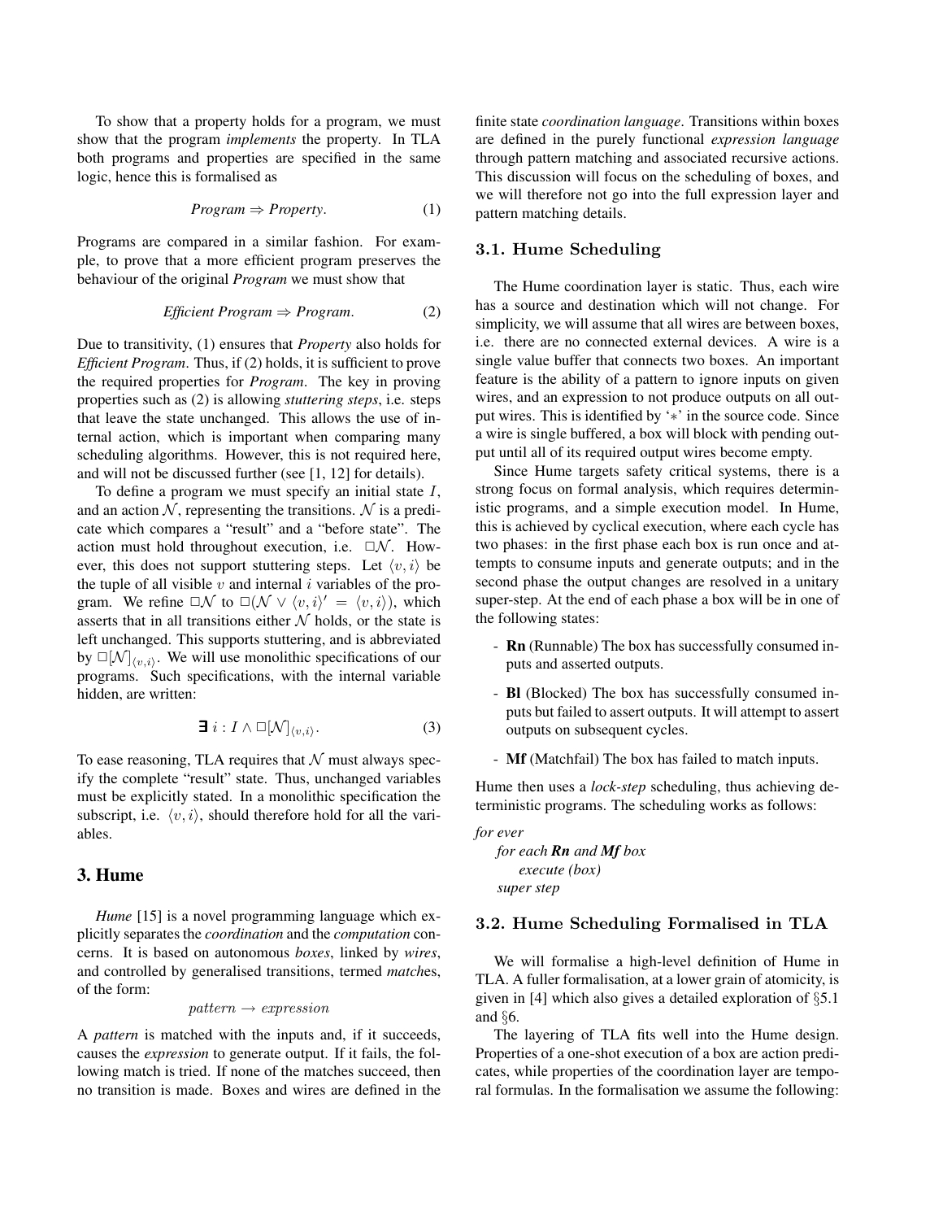To show that a property holds for a program, we must show that the program *implements* the property. In TLA both programs and properties are specified in the same logic, hence this is formalised as

$$\textit{Program} \Rightarrow \textit{Property}. \tag{1}$$

Programs are compared in a similar fashion. For example, to prove that a more efficient program preserves the behaviour of the original *Program* we must show that

$$\textit{Efficient Program} \Rightarrow \textit{Program}. \tag{2}$$

Due to transitivity, (1) ensures that *Property* also holds for *Efficient Program*. Thus, if (2) holds, it is sufficient to prove the required properties for *Program*. The key in proving properties such as (2) is allowing *stuttering steps*, i.e. steps that leave the state unchanged. This allows the use of internal action, which is important when comparing many scheduling algorithms. However, this is not required here, and will not be discussed further (see [1, 12] for details).

To define a program we must specify an initial state $I$, and an action $\mathcal{N}$, representing the transitions. $\mathcal{N}$ is a predicate which compares a "result" and a "before state". The action must hold throughout execution, i.e. $\Box\mathcal{N}$. However, this does not support stuttering steps. Let $\langle v, i\rangle$ be the tuple of all visible $v$ and internal $i$ variables of the program. We refine $\Box\mathcal{N}$ to $\Box(\mathcal{N} \vee \langle v, i\rangle' = \langle v, i\rangle)$, which asserts that in all transitions either $\mathcal{N}$ holds, or the state is left unchanged. This supports stuttering, and is abbreviated by $\Box[\mathcal{N}]_{\langle v,i\rangle}$. We will use monolithic specifications of our programs. Such specifications, with the internal variable hidden, are written:

$$\exists\, i : I \wedge \Box[\mathcal{N}]_{\langle v,i\rangle}. \tag{3}$$

To ease reasoning, TLA requires that $\mathcal{N}$ must always specify the complete "result" state. Thus, unchanged variables must be explicitly stated. In a monolithic specification the subscript, i.e. $\langle v, i\rangle$, should therefore hold for all the variables.

# 3. Hume

*Hume* [15] is a novel programming language which explicitly separates the *coordination* and the *computation* concerns. It is based on autonomous *boxes*, linked by *wires*, and controlled by generalised transitions, termed *match*es, of the form:

$$pattern \rightarrow expression$$

A *pattern* is matched with the inputs and, if it succeeds, causes the *expression* to generate output. If it fails, the following match is tried. If none of the matches succeed, then no transition is made. Boxes and wires are defined in the finite state *coordination language*. Transitions within boxes are defined in the purely functional *expression language* through pattern matching and associated recursive actions. This discussion will focus on the scheduling of boxes, and we will therefore not go into the full expression layer and pattern matching details.

## 3.1. Hume Scheduling

The Hume coordination layer is static. Thus, each wire has a source and destination which will not change. For simplicity, we will assume that all wires are between boxes, i.e. there are no connected external devices. A wire is a single value buffer that connects two boxes. An important feature is the ability of a pattern to ignore inputs on given wires, and an expression to not produce outputs on all output wires. This is identified by '$*$' in the source code. Since a wire is single buffered, a box will block with pending output until all of its required output wires become empty.

Since Hume targets safety critical systems, there is a strong focus on formal analysis, which requires deterministic programs, and a simple execution model. In Hume, this is achieved by cyclical execution, where each cycle has two phases: in the first phase each box is run once and attempts to consume inputs and generate outputs; and in the second phase the output changes are resolved in a unitary super-step. At the end of each phase a box will be in one of the following states:

- **Rn** (Runnable) The box has successfully consumed inputs and asserted outputs.
- **Bl** (Blocked) The box has successfully consumed inputs but failed to assert outputs. It will attempt to assert outputs on subsequent cycles.
- **Mf** (Matchfail) The box has failed to match inputs.

Hume then uses a *lock-step* scheduling, thus achieving deterministic programs. The scheduling works as follows:

*for ever*
&nbsp;&nbsp;&nbsp;&nbsp;*for each **Rn** and **Mf** box*
&nbsp;&nbsp;&nbsp;&nbsp;&nbsp;&nbsp;&nbsp;&nbsp;*execute (box)*
&nbsp;&nbsp;&nbsp;&nbsp;*super step*

## 3.2. Hume Scheduling Formalised in TLA

We will formalise a high-level definition of Hume in TLA. A fuller formalisation, at a lower grain of atomicity, is given in [4] which also gives a detailed exploration of §5.1 and §6.

The layering of TLA fits well into the Hume design. Properties of a one-shot execution of a box are action predicates, while properties of the coordination layer are temporal formulas. In the formalisation we assume the following: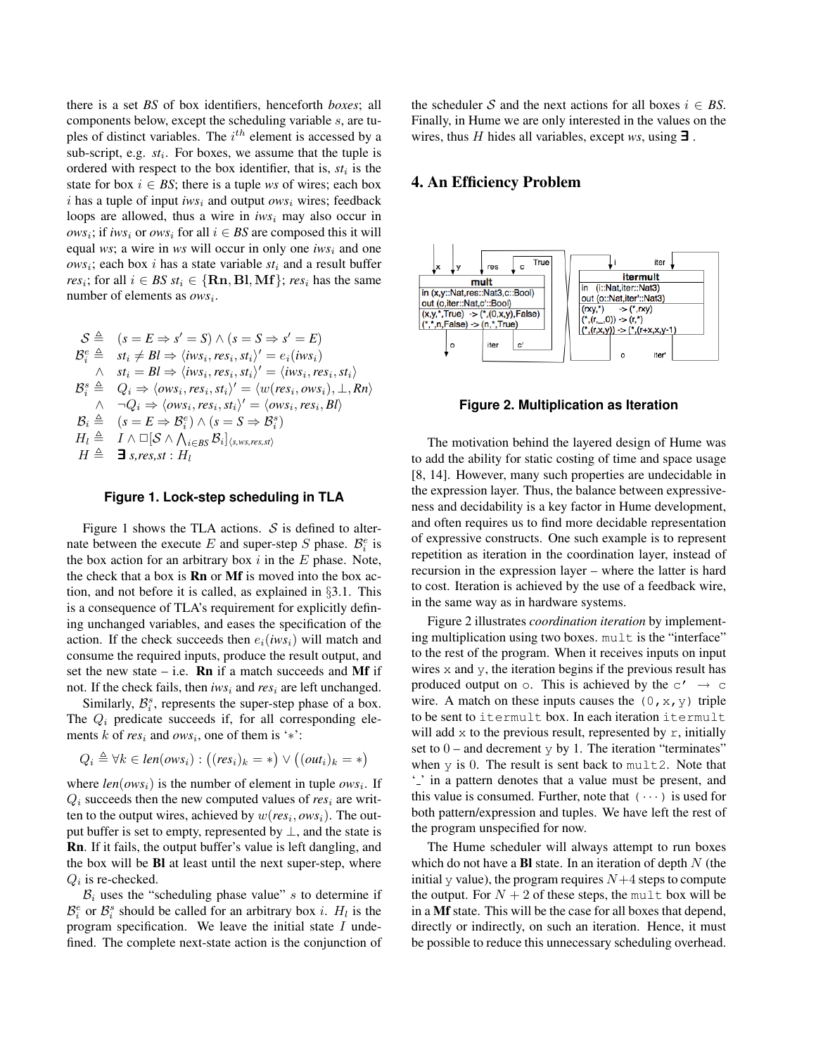there is a set *BS* of box identifiers, henceforth *boxes*; all components below, except the scheduling variable $s$, are tuples of distinct variables. The $i^{th}$ element is accessed by a sub-script, e.g. $st_i$. For boxes, we assume that the tuple is ordered with respect to the box identifier, that is, $st_i$ is the state for box $i \in BS$; there is a tuple *ws* of wires; each box $i$ has a tuple of input $iws_i$ and output $ows_i$ wires; feedback loops are allowed, thus a wire in $iws_i$ may also occur in $ows_i$; if $iws_i$ or $ows_i$ for all $i \in BS$ are composed this it will equal *ws*; a wire in *ws* will occur in only one $iws_i$ and one $ows_i$; each box $i$ has a state variable $st_i$ and a result buffer $res_i$; for all $i \in BS$ $st_i \in \{\mathbf{Rn}, \mathbf{Bl}, \mathbf{Mf}\}$; $res_i$ has the same number of elements as $ows_i$.

$$
\begin{aligned}
\mathcal{S} &\triangleq (s = E \Rightarrow s' = S) \land (s = S \Rightarrow s' = E)\\
\mathcal{B}_i^e &\triangleq st_i \neq Bl \Rightarrow \langle iws_i, res_i, st_i\rangle' = e_i(iws_i)\\
&\quad \land\ st_i = Bl \Rightarrow \langle iws_i, res_i, st_i\rangle' = \langle iws_i, res_i, st_i\rangle\\
\mathcal{B}_i^s &\triangleq Q_i \Rightarrow \langle ows_i, res_i, st_i\rangle' = \langle w(res_i, ows_i), \bot, Rn\rangle\\
&\quad \land\ \neg Q_i \Rightarrow \langle ows_i, res_i, st_i\rangle' = \langle ows_i, res_i, Bl\rangle\\
\mathcal{B}_i &\triangleq (s = E \Rightarrow \mathcal{B}_i^e) \land (s = S \Rightarrow \mathcal{B}_i^s)\\
H_l &\triangleq I \land \Box[\mathcal{S} \land \textstyle\bigwedge_{i \in BS} \mathcal{B}_i]_{\langle s, ws, res, st\rangle}\\
H &\triangleq \exists\, s, res, st : H_l
\end{aligned}
$$

**Figure 1. Lock-step scheduling in TLA**

Figure 1 shows the TLA actions. $\mathcal{S}$ is defined to alternate between the execute $E$ and super-step $S$ phase. $\mathcal{B}_i^e$ is the box action for an arbitrary box $i$ in the $E$ phase. Note, the check that a box is **Rn** or **Mf** is moved into the box action, and not before it is called, as explained in §3.1. This is a consequence of TLA's requirement for explicitly defining unchanged variables, and eases the specification of the action. If the check succeeds then $e_i(iws_i)$ will match and consume the required inputs, produce the result output, and set the new state – i.e. **Rn** if a match succeeds and **Mf** if not. If the check fails, then $iws_i$ and $res_i$ are left unchanged.

Similarly, $\mathcal{B}_i^s$, represents the super-step phase of a box. The $Q_i$ predicate succeeds if, for all corresponding elements $k$ of $res_i$ and $ows_i$, one of them is '$*$':

$$Q_i \triangleq \forall k \in len(ows_i) : \big((res_i)_k = *\big) \lor \big((out_i)_k = *\big)$$

where $len(ows_i)$ is the number of element in tuple $ows_i$. If $Q_i$ succeeds then the new computed values of $res_i$ are written to the output wires, achieved by $w(res_i, ows_i)$. The output buffer is set to empty, represented by $\bot$, and the state is **Rn**. If it fails, the output buffer's value is left dangling, and the box will be **Bl** at least until the next super-step, where $Q_i$ is re-checked.

$\mathcal{B}_i$ uses the "scheduling phase value" $s$ to determine if $\mathcal{B}_i^e$ or $\mathcal{B}_i^s$ should be called for an arbitrary box $i$. $H_l$ is the program specification. We leave the initial state $I$ undefined. The complete next-state action is the conjunction of the scheduler $\mathcal{S}$ and the next actions for all boxes $i \in BS$. Finally, in Hume we are only interested in the values on the wires, thus $H$ hides all variables, except *ws*, using $\exists$ .

## 4. An Efficiency Problem

**Figure 2. Multiplication as Iteration**

The motivation behind the layered design of Hume was to add the ability for static costing of time and space usage [8, 14]. However, many such properties are undecidable in the expression layer. Thus, the balance between expressiveness and decidability is a key factor in Hume development, and often requires us to find more decidable representation of expressive constructs. One such example is to represent repetition as iteration in the coordination layer, instead of recursion in the expression layer – where the latter is hard to cost. Iteration is achieved by the use of a feedback wire, in the same way as in hardware systems.

Figure 2 illustrates *coordination iteration* by implementing multiplication using two boxes. `mult` is the "interface" to the rest of the program. When it receives inputs on input wires `x` and `y`, the iteration begins if the previous result has produced output on `o`. This is achieved by the `c'` $\to$ `c` wire. A match on these inputs causes the `(0,x,y)` triple to be sent to `itermult` box. In each iteration `itermult` will add `x` to the previous result, represented by `r`, initially set to $0$ – and decrement `y` by 1. The iteration "terminates" when `y` is 0. The result is sent back to `mult2`. Note that '`_`' in a pattern denotes that a value must be present, and this value is consumed. Further, note that `(···)` is used for both pattern/expression and tuples. We have left the rest of the program unspecified for now.

The Hume scheduler will always attempt to run boxes which do not have a **Bl** state. In an iteration of depth $N$ (the initial `y` value), the program requires $N+4$ steps to compute the output. For $N+2$ of these steps, the `mult` box will be in a **Mf** state. This will be the case for all boxes that depend, directly or indirectly, on such an iteration. Hence, it must be possible to reduce this unnecessary scheduling overhead.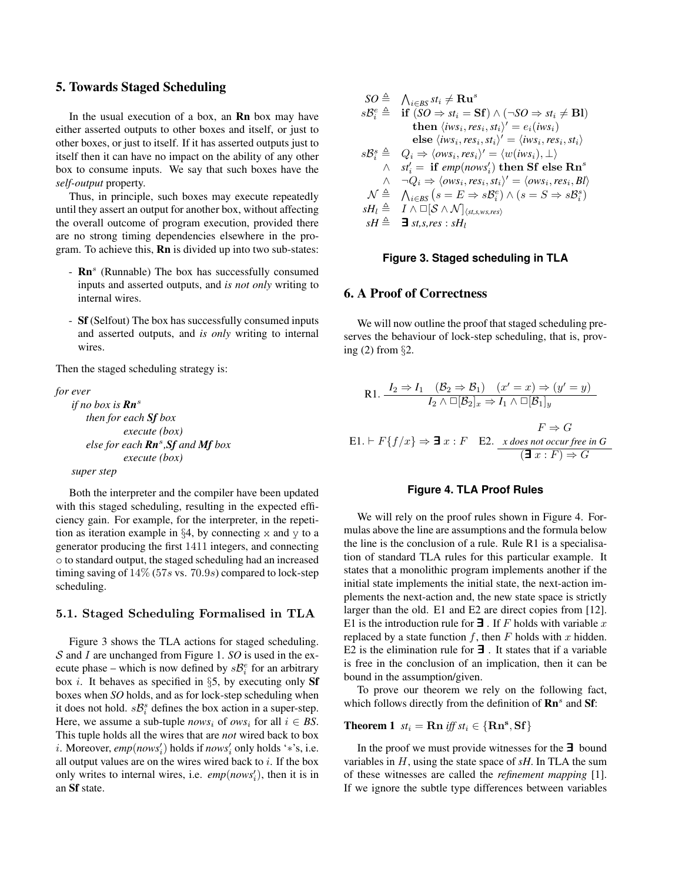## 5. Towards Staged Scheduling

In the usual execution of a box, an **Rn** box may have either asserted outputs to other boxes and itself, or just to other boxes, or just to itself. If it has asserted outputs just to itself then it can have no impact on the ability of any other box to consume inputs. We say that such boxes have the *self-output* property.

Thus, in principle, such boxes may execute repeatedly until they assert an output for another box, without affecting the overall outcome of program execution, provided there are no strong timing dependencies elsewhere in the program. To achieve this, **Rn** is divided up into two sub-states:

- $\mathbf{Rn}^s$ (Runnable) The box has successfully consumed inputs and asserted outputs, and *is not only* writing to internal wires.
- **Sf** (Selfout) The box has successfully consumed inputs and asserted outputs, and *is only* writing to internal wires.

Then the staged scheduling strategy is:

*for ever*
  *if no box is* $\boldsymbol{Rn^s}$
    *then for each* ***Sf*** *box*
      *execute (box)*
    *else for each* $\boldsymbol{Rn^s}$*,* ***Sf*** *and* ***Mf*** *box*
      *execute (box)*
  *super step*

Both the interpreter and the compiler have been updated with this staged scheduling, resulting in the expected efficiency gain. For example, for the interpreter, in the repetition as iteration example in §4, by connecting x and y to a generator producing the first $1411$ integers, and connecting o to standard output, the staged scheduling had an increased timing saving of $14\%$ ($57s$ vs. $70.9s$) compared to lock-step scheduling.

### 5.1. Staged Scheduling Formalised in TLA

Figure 3 shows the TLA actions for staged scheduling. $\mathcal{S}$ and $I$ are unchanged from Figure 1. *SO* is used in the execute phase – which is now defined by $s\mathcal{B}_i^e$ for an arbitrary box $i$. It behaves as specified in §5, by executing only **Sf** boxes when *SO* holds, and as for lock-step scheduling when it does not hold. $s\mathcal{B}_i^s$ defines the box action in a super-step. Here, we assume a sub-tuple $nows_i$ of $ows_i$ for all $i \in BS$. This tuple holds all the wires that are *not* wired back to box $i$. Moreover, $emp(nows_i')$ holds if $nows_i'$ only holds '$*$'s, i.e. all output values are on the wires wired back to $i$. If the box only writes to internal wires, i.e. $emp(nows_i')$, then it is in an **Sf** state.

$$
\begin{aligned}
SO &\triangleq \textstyle\bigwedge_{i \in BS} st_i \neq \mathbf{Ru}^s \\
s\mathcal{B}_i^e &\triangleq \ \mathbf{if}\ (SO \Rightarrow st_i = \mathbf{Sf}) \wedge (\neg SO \Rightarrow st_i \neq \mathbf{Bl}) \\
&\qquad \mathbf{then}\ \langle iws_i, res_i, st_i\rangle' = e_i(iws_i) \\
&\qquad \mathbf{else}\ \langle iws_i, res_i, st_i\rangle' = \langle iws_i, res_i, st_i\rangle \\
s\mathcal{B}_i^s &\triangleq \ Q_i \Rightarrow \langle ows_i, res_i\rangle' = \langle w(iws_i), \bot\rangle \\
&\quad \wedge \ st_i' = \ \mathbf{if}\ emp(nows_i')\ \mathbf{then\ Sf\ else}\ \mathbf{Rn}^s \\
&\quad \wedge \ \neg Q_i \Rightarrow \langle ows_i, res_i, st_i\rangle' = \langle ows_i, res_i, Bl\rangle \\
\mathcal{N} &\triangleq \textstyle\bigwedge_{i \in BS} \big(s = E \Rightarrow s\mathcal{B}_i^e\big) \wedge \big(s = S \Rightarrow s\mathcal{B}_i^s\big) \\
sH_l &\triangleq \ I \wedge \Box[\mathcal{S} \wedge \mathcal{N}]_{\langle st, s, ws, res\rangle} \\
sH &\triangleq \ \exists\ st, s, res : sH_l
\end{aligned}
$$

**Figure 3. Staged scheduling in TLA**

## 6. A Proof of Correctness

We will now outline the proof that staged scheduling preserves the behaviour of lock-step scheduling, that is, proving (2) from §2.

$$
\text{R1.}\ \frac{I_2 \Rightarrow I_1 \quad (\mathcal{B}_2 \Rightarrow \mathcal{B}_1) \quad (x' = x) \Rightarrow (y' = y)}{I_2 \wedge \Box[\mathcal{B}_2]_x \Rightarrow I_1 \wedge \Box[\mathcal{B}_1]_y}
$$

$$
\text{E1.} \vdash F\{f/x\} \Rightarrow \exists\ x : F \qquad \text{E2.}\ \frac{F \Rightarrow G \quad \textit{x does not occur free in G}}{(\exists\ x : F) \Rightarrow G}
$$

**Figure 4. TLA Proof Rules**

We will rely on the proof rules shown in Figure 4. Formulas above the line are assumptions and the formula below the line is the conclusion of a rule. Rule R1 is a specialisation of standard TLA rules for this particular example. It states that a monolithic program implements another if the initial state implements the initial state, the next-action implements the next-action and, the new state space is strictly larger than the old. E1 and E2 are direct copies from [12]. E1 is the introduction rule for $\exists$. If $F$ holds with variable $x$ replaced by a state function $f$, then $F$ holds with $x$ hidden. E2 is the elimination rule for $\exists$. It states that if a variable is free in the conclusion of an implication, then it can be bound in the assumption/given.

To prove our theorem we rely on the following fact, which follows directly from the definition of $\mathbf{Rn}^s$ and **Sf**:

**Theorem 1** $st_i = \mathbf{Rn}$ *iff* $st_i \in \{\mathbf{Rn}^s, \mathbf{Sf}\}$

In the proof we must provide witnesses for the $\exists$ bound variables in $H$, using the state space of *sH*. In TLA the sum of these witnesses are called the *refinement mapping* [1]. If we ignore the subtle type differences between variables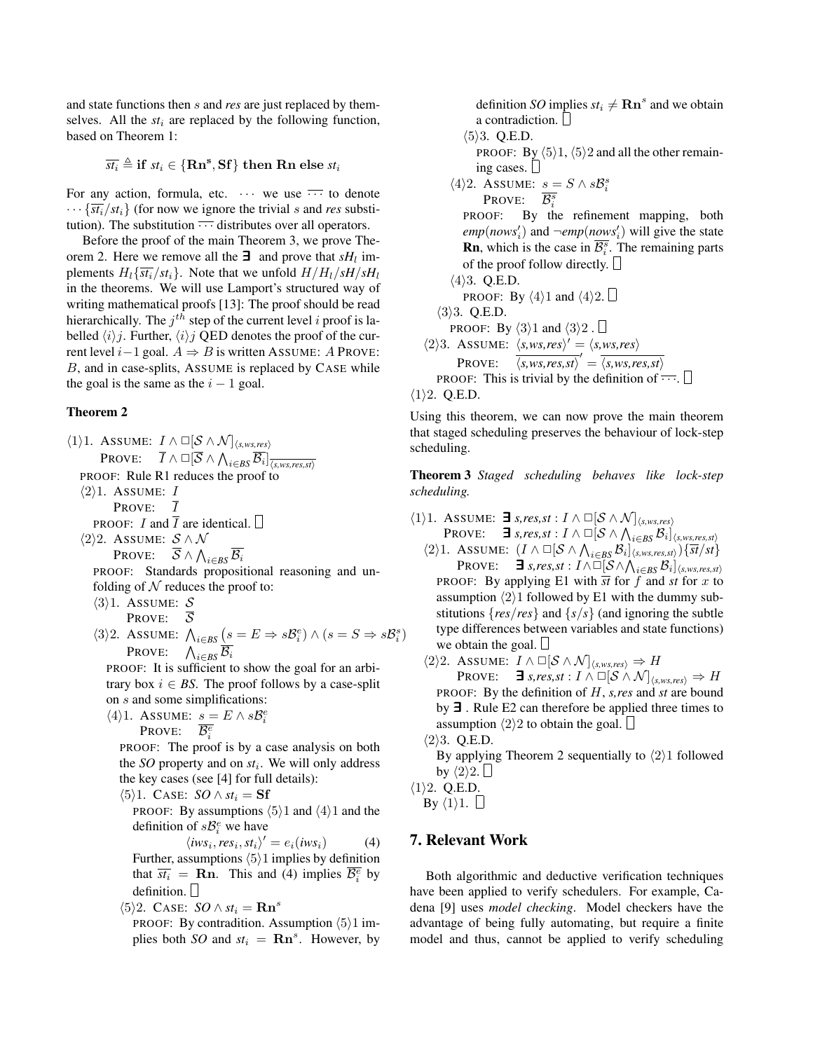and state functions then $s$ and *res* are just replaced by themselves. All the $st_i$ are replaced by the following function, based on Theorem 1:

$$\overline{st_i} \triangleq \textbf{if } st_i \in \{\mathbf{Rn^s}, \mathbf{Sf}\} \textbf{ then } \mathbf{Rn} \textbf{ else } st_i$$

For any action, formula, etc. $\cdots$ we use $\overline{\cdots}$ to denote $\cdots\{\overline{st_i}/st_i\}$ (for now we ignore the trivial $s$ and *res* substitution). The substitution $\overline{\cdots}$ distributes over all operators.

Before the proof of the main Theorem 3, we prove Theorem 2. Here we remove all the $\exists$ and prove that $sH_l$ implements $H_l\{\overline{st_i}/st_i\}$. Note that we unfold $H/H_l/sH/sH_l$ in the theorems. We will use Lamport's structured way of writing mathematical proofs [13]: The proof should be read hierarchically. The $j^{th}$ step of the current level $i$ proof is labelled $\langle i\rangle j$. Further, $\langle i\rangle j$ QED denotes the proof of the current level $i-1$ goal. $A \Rightarrow B$ is written ASSUME: $A$ PROVE: $B$, and in case-splits, ASSUME is replaced by CASE while the goal is the same as the $i-1$ goal.

**Theorem 2**

$\langle 1\rangle 1$. ASSUME: $I \wedge \Box[\mathcal{S} \wedge \mathcal{N}]_{\langle s,ws,res\rangle}$
PROVE: $\overline{I} \wedge \Box[\overline{\mathcal{S}} \wedge \bigwedge_{i\in BS} \overline{\mathcal{B}_i}]_{\overline{\langle s,ws,res,st\rangle}}$
PROOF: Rule R1 reduces the proof to

$\langle 2\rangle 1$. ASSUME: $I$
PROVE: $\overline{I}$
PROOF: $I$ and $\overline{I}$ are identical. □

$\langle 2\rangle 2$. ASSUME: $\mathcal{S} \wedge \mathcal{N}$
PROVE: $\overline{\mathcal{S}} \wedge \bigwedge_{i\in BS} \overline{\mathcal{B}_i}$
PROOF: Standards propositional reasoning and unfolding of $\mathcal{N}$ reduces the proof to:

$\langle 3\rangle 1$. ASSUME: $\mathcal{S}$
PROVE: $\overline{\mathcal{S}}$

$\langle 3\rangle 2$. ASSUME: $\bigwedge_{i\in BS} \big(s = E \Rightarrow s\mathcal{B}_i^e\big) \wedge \big(s = S \Rightarrow s\mathcal{B}_i^s\big)$
PROVE: $\bigwedge_{i\in BS} \overline{\mathcal{B}_i}$
PROOF: It is sufficient to show the goal for an arbitrary box $i \in BS$. The proof follows by a case-split on $s$ and some simplifications:

$\langle 4\rangle 1$. ASSUME: $s = E \wedge s\mathcal{B}_i^e$
PROVE: $\overline{\mathcal{B}_i^e}$
PROOF: The proof is by a case analysis on both the *SO* property and on $st_i$. We will only address the key cases (see [4] for full details):

$\langle 5\rangle 1$. CASE: $SO \wedge st_i = \mathbf{Sf}$
PROOF: By assumptions $\langle 5\rangle 1$ and $\langle 4\rangle 1$ and the definition of $s\mathcal{B}_i^e$ we have

$$\langle iws_i, res_i, st_i\rangle' = e_i(iws_i) \qquad (4)$$

Further, assumptions $\langle 5\rangle 1$ implies by definition that $\overline{st_i} = \mathbf{Rn}$. This and (4) implies $\overline{\mathcal{B}_i^e}$ by definition. □

$\langle 5\rangle 2$. CASE: $SO \wedge st_i = \mathbf{Rn}^s$
PROOF: By contradition. Assumption $\langle 5\rangle 1$ implies both *SO* and $st_i = \mathbf{Rn}^s$. However, by definition *SO* implies $st_i \neq \mathbf{Rn}^s$ and we obtain a contradiction. □

$\langle 5\rangle 3$. Q.E.D.
PROOF: By $\langle 5\rangle 1$, $\langle 5\rangle 2$ and all the other remaining cases. □

$\langle 4\rangle 2$. ASSUME: $s = S \wedge s\mathcal{B}_i^s$
PROVE: $\overline{\mathcal{B}_i^s}$
PROOF: By the refinement mapping, both $emp(nows_i')$ and $\neg emp(nows_i')$ will give the state $\mathbf{Rn}$, which is the case in $\overline{\mathcal{B}_i^s}$. The remaining parts of the proof follow directly. □

$\langle 4\rangle 3$. Q.E.D.
PROOF: By $\langle 4\rangle 1$ and $\langle 4\rangle 2$. □

$\langle 3\rangle 3$. Q.E.D.
PROOF: By $\langle 3\rangle 1$ and $\langle 3\rangle 2$ . □

$\langle 2\rangle 3$. ASSUME: $\langle s,ws,res\rangle' = \langle s,ws,res\rangle$
PROVE: $\overline{\langle s,ws,res,st\rangle}' = \overline{\langle s,ws,res,st\rangle}$
PROOF: This is trivial by the definition of $\overline{\cdots}$. □

$\langle 1\rangle 2$. Q.E.D.

Using this theorem, we can now prove the main theorem that staged scheduling preserves the behaviour of lock-step scheduling.

**Theorem 3** *Staged scheduling behaves like lock-step scheduling.*

$\langle 1\rangle 1$. ASSUME: $\exists\, s,res,st : I \wedge \Box[\mathcal{S} \wedge \mathcal{N}]_{\langle s,ws,res\rangle}$
PROVE: $\exists\, s,res,st : I \wedge \Box[\mathcal{S} \wedge \bigwedge_{i\in BS} \mathcal{B}_i]_{\langle s,ws,res,st\rangle}$

$\langle 2\rangle 1$. ASSUME: $(I \wedge \Box[\mathcal{S} \wedge \bigwedge_{i\in BS} \mathcal{B}_i]_{\langle s,ws,res,st\rangle})\{\overline{st}/st\}$
PROVE: $\exists\, s,res,st : I \wedge \Box[\mathcal{S} \wedge \bigwedge_{i\in BS} \mathcal{B}_i]_{\langle s,ws,res,st\rangle}$
PROOF: By applying E1 with $\overline{st}$ for $f$ and $st$ for $x$ to assumption $\langle 2\rangle 1$ followed by E1 with the dummy substitutions $\{res/res\}$ and $\{s/s\}$ (and ignoring the subtle type differences between variables and state functions) we obtain the goal. □

$\langle 2\rangle 2$. ASSUME: $I \wedge \Box[\mathcal{S} \wedge \mathcal{N}]_{\langle s,ws,res\rangle} \Rightarrow H$
PROVE: $\exists\, s,res,st : I \wedge \Box[\mathcal{S} \wedge \mathcal{N}]_{\langle s,ws,res\rangle} \Rightarrow H$
PROOF: By the definition of $H$, $s,res$ and $st$ are bound by $\exists$ . Rule E2 can therefore be applied three times to assumption $\langle 2\rangle 2$ to obtain the goal. □

$\langle 2\rangle 3$. Q.E.D.
By applying Theorem 2 sequentially to $\langle 2\rangle 1$ followed by $\langle 2\rangle 2$. □

$\langle 1\rangle 2$. Q.E.D.
By $\langle 1\rangle 1$. □

## 7. Relevant Work

Both algorithmic and deductive verification techniques have been applied to verify schedulers. For example, Cadena [9] uses *model checking*. Model checkers have the advantage of being fully automating, but require a finite model and thus, cannot be applied to verify scheduling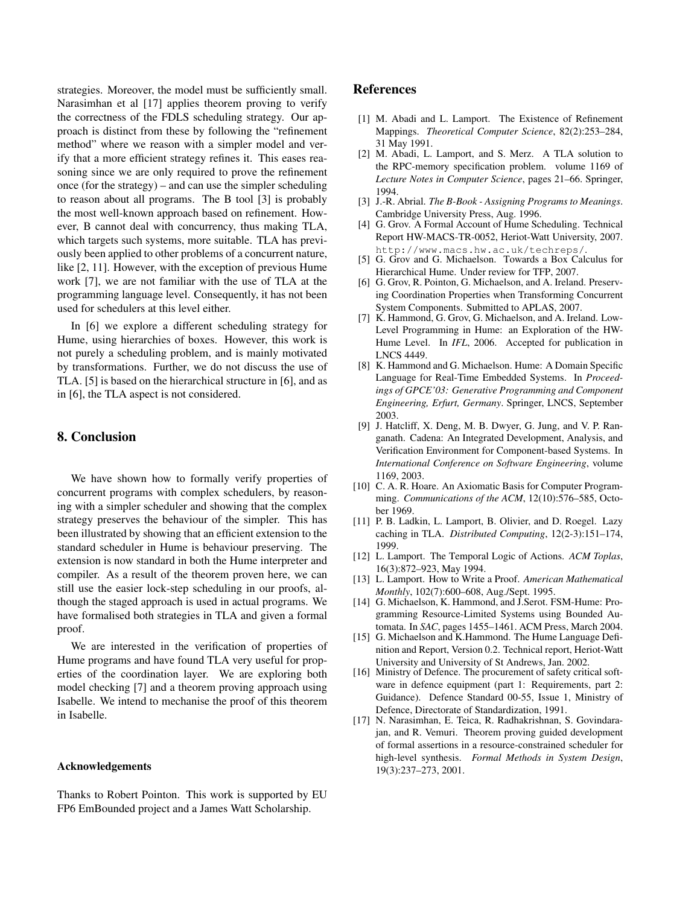strategies. Moreover, the model must be sufficiently small. Narasimhan et al [17] applies theorem proving to verify the correctness of the FDLS scheduling strategy. Our approach is distinct from these by following the "refinement method" where we reason with a simpler model and verify that a more efficient strategy refines it. This eases reasoning since we are only required to prove the refinement once (for the strategy) – and can use the simpler scheduling to reason about all programs. The B tool [3] is probably the most well-known approach based on refinement. However, B cannot deal with concurrency, thus making TLA, which targets such systems, more suitable. TLA has previously been applied to other problems of a concurrent nature, like [2, 11]. However, with the exception of previous Hume work [7], we are not familiar with the use of TLA at the programming language level. Consequently, it has not been used for schedulers at this level either.

In [6] we explore a different scheduling strategy for Hume, using hierarchies of boxes. However, this work is not purely a scheduling problem, and is mainly motivated by transformations. Further, we do not discuss the use of TLA. [5] is based on the hierarchical structure in [6], and as in [6], the TLA aspect is not considered.

## 8. Conclusion

We have shown how to formally verify properties of concurrent programs with complex schedulers, by reasoning with a simpler scheduler and showing that the complex strategy preserves the behaviour of the simpler. This has been illustrated by showing that an efficient extension to the standard scheduler in Hume is behaviour preserving. The extension is now standard in both the Hume interpreter and compiler. As a result of the theorem proven here, we can still use the easier lock-step scheduling in our proofs, although the staged approach is used in actual programs. We have formalised both strategies in TLA and given a formal proof.

We are interested in the verification of properties of Hume programs and have found TLA very useful for properties of the coordination layer. We are exploring both model checking [7] and a theorem proving approach using Isabelle. We intend to mechanise the proof of this theorem in Isabelle.

#### Acknowledgements

Thanks to Robert Pointon. This work is supported by EU FP6 EmBounded project and a James Watt Scholarship.

## References

[1] M. Abadi and L. Lamport. The Existence of Refinement Mappings. *Theoretical Computer Science*, 82(2):253–284, 31 May 1991.

[2] M. Abadi, L. Lamport, and S. Merz. A TLA solution to the RPC-memory specification problem. volume 1169 of *Lecture Notes in Computer Science*, pages 21–66. Springer, 1994.

[3] J.-R. Abrial. *The B-Book - Assigning Programs to Meanings*. Cambridge University Press, Aug. 1996.

[4] G. Grov. A Formal Account of Hume Scheduling. Technical Report HW-MACS-TR-0052, Heriot-Watt University, 2007. `http://www.macs.hw.ac.uk/techreps/`.

[5] G. Grov and G. Michaelson. Towards a Box Calculus for Hierarchical Hume. Under review for TFP, 2007.

[6] G. Grov, R. Pointon, G. Michaelson, and A. Ireland. Preserving Coordination Properties when Transforming Concurrent System Components. Submitted to APLAS, 2007.

[7] K. Hammond, G. Grov, G. Michaelson, and A. Ireland. Low-Level Programming in Hume: an Exploration of the HW-Hume Level. In *IFL*, 2006. Accepted for publication in LNCS 4449.

[8] K. Hammond and G. Michaelson. Hume: A Domain Specific Language for Real-Time Embedded Systems. In *Proceedings of GPCE'03: Generative Programming and Component Engineering, Erfurt, Germany*. Springer, LNCS, September 2003.

[9] J. Hatcliff, X. Deng, M. B. Dwyer, G. Jung, and V. P. Ranganath. Cadena: An Integrated Development, Analysis, and Verification Environment for Component-based Systems. In *International Conference on Software Engineering*, volume 1169, 2003.

[10] C. A. R. Hoare. An Axiomatic Basis for Computer Programming. *Communications of the ACM*, 12(10):576–585, October 1969.

[11] P. B. Ladkin, L. Lamport, B. Olivier, and D. Roegel. Lazy caching in TLA. *Distributed Computing*, 12(2-3):151–174, 1999.

[12] L. Lamport. The Temporal Logic of Actions. *ACM Toplas*, 16(3):872–923, May 1994.

[13] L. Lamport. How to Write a Proof. *American Mathematical Monthly*, 102(7):600–608, Aug./Sept. 1995.

[14] G. Michaelson, K. Hammond, and J.Serot. FSM-Hume: Programming Resource-Limited Systems using Bounded Automata. In *SAC*, pages 1455–1461. ACM Press, March 2004.

[15] G. Michaelson and K.Hammond. The Hume Language Definition and Report, Version 0.2. Technical report, Heriot-Watt University and University of St Andrews, Jan. 2002.

[16] Ministry of Defence. The procurement of safety critical software in defence equipment (part 1: Requirements, part 2: Guidance). Defence Standard 00-55, Issue 1, Ministry of Defence, Directorate of Standardization, 1991.

[17] N. Narasimhan, E. Teica, R. Radhakrishnan, S. Govindarajan, and R. Vemuri. Theorem proving guided development of formal assertions in a resource-constrained scheduler for high-level synthesis. *Formal Methods in System Design*, 19(3):237–273, 2001.